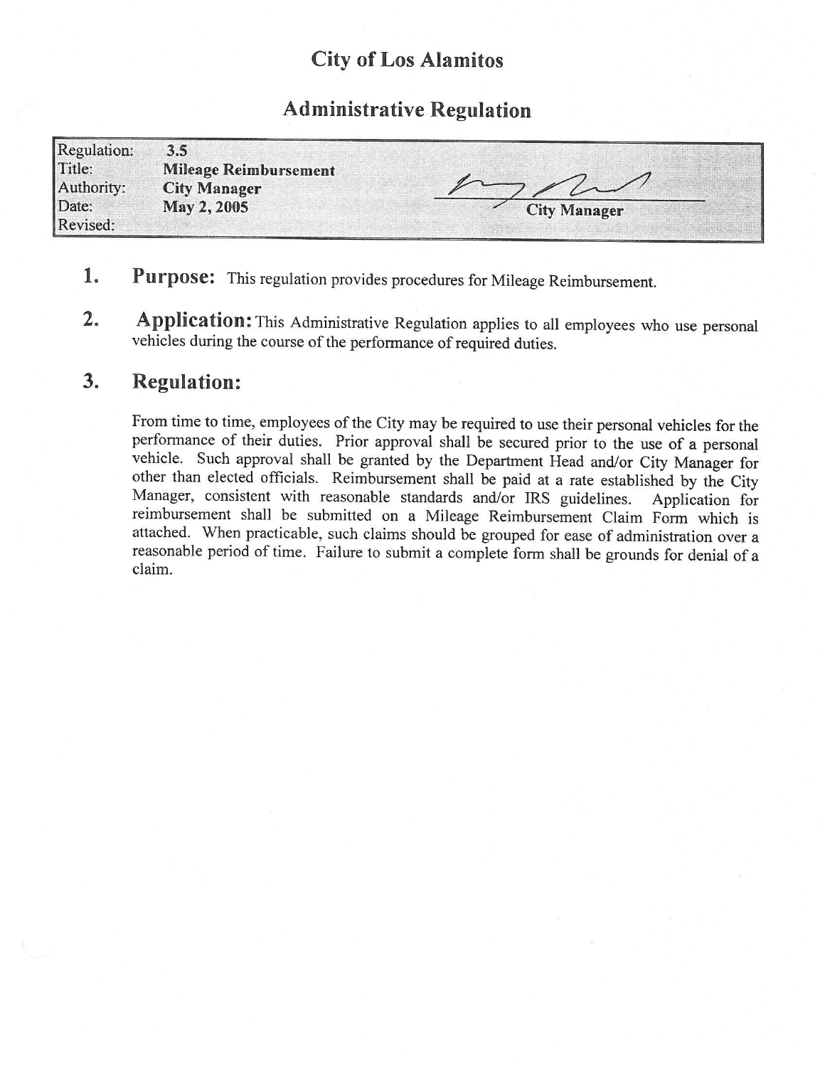# City of Los Alamitos

## Administrative Regulation

| | |
|---|---|
| Regulation: | **3.5** |
| Title: | **Mileage Reimbursement** |
| Authority: | **City Manager** |
| Date: | **May 2, 2005** |
| Revised: | |

**City Manager**

1. **Purpose:** This regulation provides procedures for Mileage Reimbursement.

2. **Application:** This Administrative Regulation applies to all employees who use personal vehicles during the course of the performance of required duties.

3. **Regulation:**

From time to time, employees of the City may be required to use their personal vehicles for the performance of their duties. Prior approval shall be secured prior to the use of a personal vehicle. Such approval shall be granted by the Department Head and/or City Manager for other than elected officials. Reimbursement shall be paid at a rate established by the City Manager, consistent with reasonable standards and/or IRS guidelines. Application for reimbursement shall be submitted on a Mileage Reimbursement Claim Form which is attached. When practicable, such claims should be grouped for ease of administration over a reasonable period of time. Failure to submit a complete form shall be grounds for denial of a claim.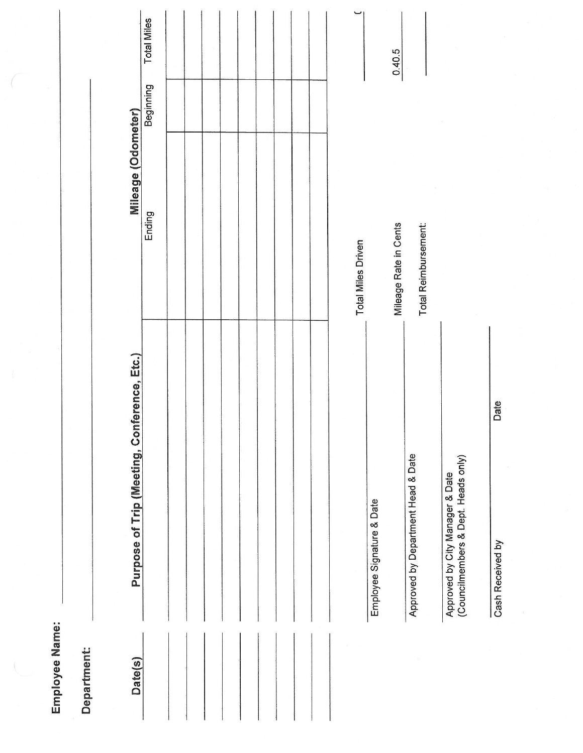**Employee Name:** ______________________

**Department:** ______________________

| Date(s) | Purpose of Trip (Meeting, Conference, Etc.) | Mileage (Odometer) Ending | Beginning | Total Miles |
|---|---|---|---|---|
| | | | | |
| | | | | |
| | | | | |
| | | | | |
| | | | | |
| | | | | |
| | | | | |
| | | | | |
| | | | | |

Total Miles Driven ______________________ 0

Mileage Rate in Cents ______________________ 0.40.5

Total Reimbursement: ______________________

______________________
Employee Signature & Date

______________________
Approved by Department Head & Date

______________________
Approved by City Manager & Date
(Councilmembers & Dept. Heads only)

______________________
Cash Received by Date